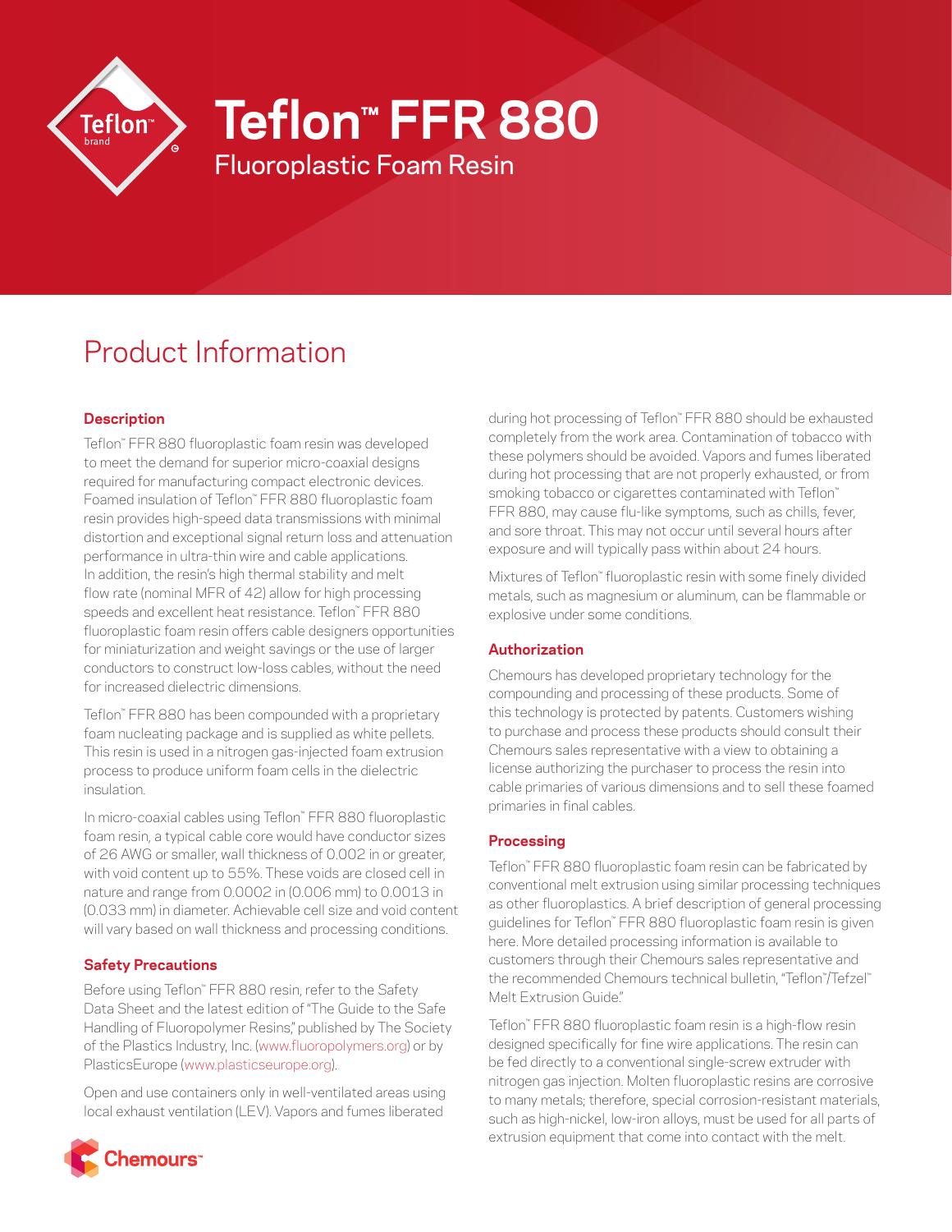# Teflon™ FFR 880

## Fluoroplastic Foam Resin

## Product Information

### Description

Teflon™ FFR 880 fluoroplastic foam resin was developed to meet the demand for superior micro-coaxial designs required for manufacturing compact electronic devices. Foamed insulation of Teflon™ FFR 880 fluoroplastic foam resin provides high-speed data transmissions with minimal distortion and exceptional signal return loss and attenuation performance in ultra-thin wire and cable applications. In addition, the resin's high thermal stability and melt flow rate (nominal MFR of 42) allow for high processing speeds and excellent heat resistance. Teflon™ FFR 880 fluoroplastic foam resin offers cable designers opportunities for miniaturization and weight savings or the use of larger conductors to construct low-loss cables, without the need for increased dielectric dimensions.

Teflon™ FFR 880 has been compounded with a proprietary foam nucleating package and is supplied as white pellets. This resin is used in a nitrogen gas-injected foam extrusion process to produce uniform foam cells in the dielectric insulation.

In micro-coaxial cables using Teflon™ FFR 880 fluoroplastic foam resin, a typical cable core would have conductor sizes of 26 AWG or smaller, wall thickness of 0.002 in or greater, with void content up to 55%. These voids are closed cell in nature and range from 0.0002 in (0.006 mm) to 0.0013 in (0.033 mm) in diameter. Achievable cell size and void content will vary based on wall thickness and processing conditions.

### Safety Precautions

Before using Teflon™ FFR 880 resin, refer to the Safety Data Sheet and the latest edition of "The Guide to the Safe Handling of Fluoropolymer Resins," published by The Society of the Plastics Industry, Inc. (www.fluoropolymers.org) or by PlasticsEurope (www.plasticseurope.org).

Open and use containers only in well-ventilated areas using local exhaust ventilation (LEV). Vapors and fumes liberated during hot processing of Teflon™ FFR 880 should be exhausted completely from the work area. Contamination of tobacco with these polymers should be avoided. Vapors and fumes liberated during hot processing that are not properly exhausted, or from smoking tobacco or cigarettes contaminated with Teflon™ FFR 880, may cause flu-like symptoms, such as chills, fever, and sore throat. This may not occur until several hours after exposure and will typically pass within about 24 hours.

Mixtures of Teflon™ fluoroplastic resin with some finely divided metals, such as magnesium or aluminum, can be flammable or explosive under some conditions.

### Authorization

Chemours has developed proprietary technology for the compounding and processing of these products. Some of this technology is protected by patents. Customers wishing to purchase and process these products should consult their Chemours sales representative with a view to obtaining a license authorizing the purchaser to process the resin into cable primaries of various dimensions and to sell these foamed primaries in final cables.

### Processing

Teflon™ FFR 880 fluoroplastic foam resin can be fabricated by conventional melt extrusion using similar processing techniques as other fluoroplastics. A brief description of general processing guidelines for Teflon™ FFR 880 fluoroplastic foam resin is given here. More detailed processing information is available to customers through their Chemours sales representative and the recommended Chemours technical bulletin, "Teflon™/Tefzel™ Melt Extrusion Guide."

Teflon™ FFR 880 fluoroplastic foam resin is a high-flow resin designed specifically for fine wire applications. The resin can be fed directly to a conventional single-screw extruder with nitrogen gas injection. Molten fluoroplastic resins are corrosive to many metals; therefore, special corrosion-resistant materials, such as high-nickel, low-iron alloys, must be used for all parts of extrusion equipment that come into contact with the melt.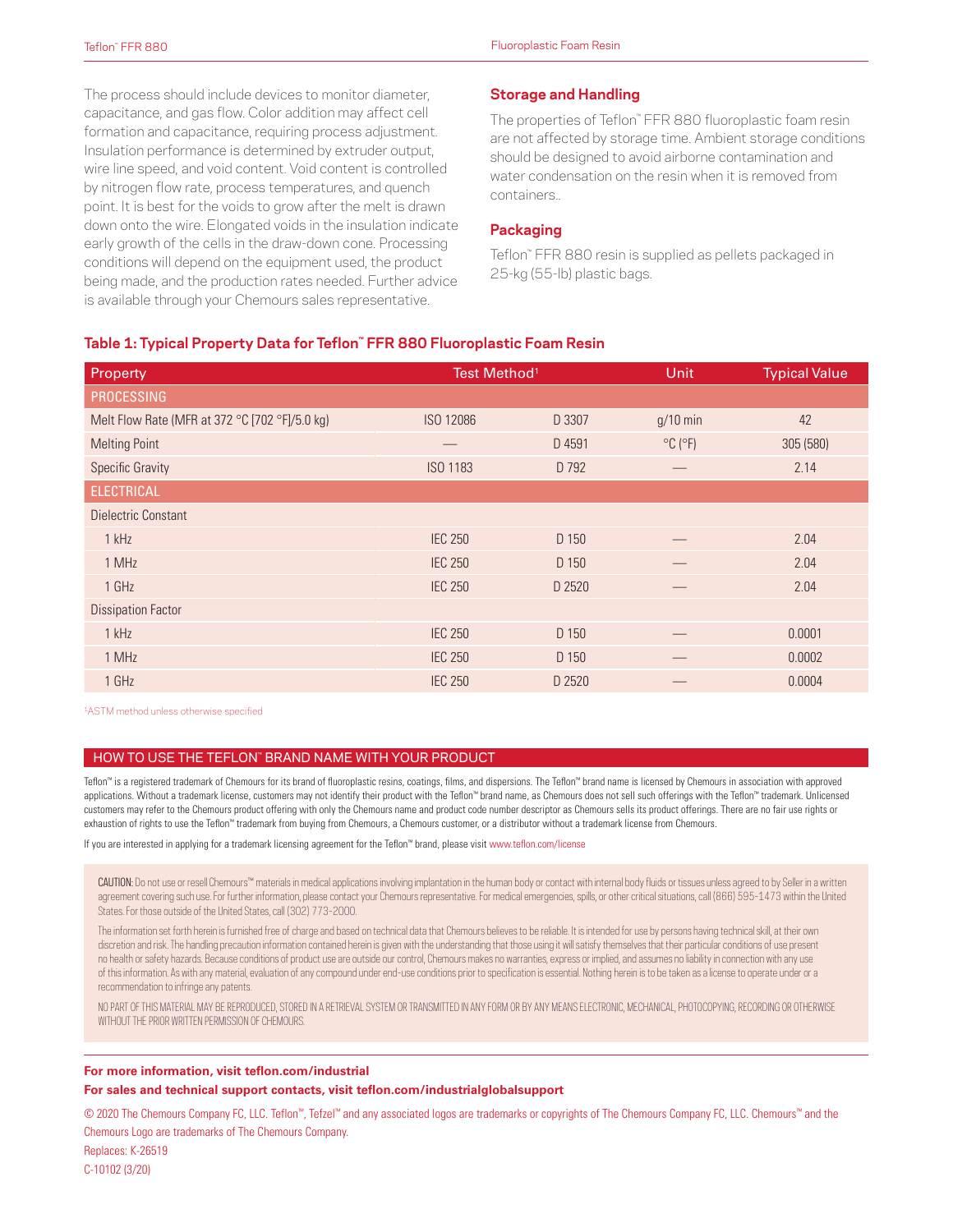The process should include devices to monitor diameter, capacitance, and gas flow. Color addition may affect cell formation and capacitance, requiring process adjustment. Insulation performance is determined by extruder output, wire line speed, and void content. Void content is controlled by nitrogen flow rate, process temperatures, and quench point. It is best for the voids to grow after the melt is drawn down onto the wire. Elongated voids in the insulation indicate early growth of the cells in the draw-down cone. Processing conditions will depend on the equipment used, the product being made, and the production rates needed. Further advice is available through your Chemours sales representative.

## Storage and Handling

The properties of Teflon™ FFR 880 fluoroplastic foam resin are not affected by storage time. Ambient storage conditions should be designed to avoid airborne contamination and water condensation on the resin when it is removed from containers..

## Packaging

Teflon™ FFR 880 resin is supplied as pellets packaged in 25-kg (55-lb) plastic bags.

### Table 1: Typical Property Data for Teflon™ FFR 880 Fluoroplastic Foam Resin

| Property | Test Method[1] | | Unit | Typical Value |
|---|---|---|---|---|
| PROCESSING | | | | |
| Melt Flow Rate (MFR at 372 °C [702 °F]/5.0 kg) | ISO 12086 | D 3307 | g/10 min | 42 |
| Melting Point | — | D 4591 | °C (°F) | 305 (580) |
| Specific Gravity | ISO 1183 | D 792 | — | 2.14 |
| ELECTRICAL | | | | |
| Dielectric Constant | | | | |
| 1 kHz | IEC 250 | D 150 | — | 2.04 |
| 1 MHz | IEC 250 | D 150 | — | 2.04 |
| 1 GHz | IEC 250 | D 2520 | — | 2.04 |
| Dissipation Factor | | | | |
| 1 kHz | IEC 250 | D 150 | — | 0.0001 |
| 1 MHz | IEC 250 | D 150 | — | 0.0002 |
| 1 GHz | IEC 250 | D 2520 | — | 0.0004 |

[1]ASTM method unless otherwise specified

## HOW TO USE THE TEFLON™ BRAND NAME WITH YOUR PRODUCT

Teflon™ is a registered trademark of Chemours for its brand of fluoroplastic resins, coatings, films, and dispersions. The Teflon™ brand name is licensed by Chemours in association with approved applications. Without a trademark license, customers may not identify their product with the Teflon™ brand name, as Chemours does not sell such offerings with the Teflon™ trademark. Unlicensed customers may refer to the Chemours product offering with only the Chemours name and product code number descriptor as Chemours sells its product offerings. There are no fair use rights or exhaustion of rights to use the Teflon™ trademark from buying from Chemours, a Chemours customer, or a distributor without a trademark license from Chemours.

If you are interested in applying for a trademark licensing agreement for the Teflon™ brand, please visit www.teflon.com/license

CAUTION: Do not use or resell Chemours™ materials in medical applications involving implantation in the human body or contact with internal body fluids or tissues unless agreed to by Seller in a written agreement covering such use. For further information, please contact your Chemours representative. For medical emergencies, spills, or other critical situations, call (866) 595-1473 within the United States. For those outside of the United States, call (302) 773-2000.

The information set forth herein is furnished free of charge and based on technical data that Chemours believes to be reliable. It is intended for use by persons having technical skill, at their own discretion and risk. The handling precaution information contained herein is given with the understanding that those using it will satisfy themselves that their particular conditions of use present no health or safety hazards. Because conditions of product use are outside our control, Chemours makes no warranties, express or implied, and assumes no liability in connection with any use of this information. As with any material, evaluation of any compound under end-use conditions prior to specification is essential. Nothing herein is to be taken as a license to operate under or a recommendation to infringe any patents.

NO PART OF THIS MATERIAL MAY BE REPRODUCED, STORED IN A RETRIEVAL SYSTEM OR TRANSMITTED IN ANY FORM OR BY ANY MEANS ELECTRONIC, MECHANICAL, PHOTOCOPYING, RECORDING OR OTHERWISE WITHOUT THE PRIOR WRITTEN PERMISSION OF CHEMOURS.

**For more information, visit teflon.com/industrial**

**For sales and technical support contacts, visit teflon.com/industrialglobalsupport**

© 2020 The Chemours Company FC, LLC. Teflon™, Tefzel™ and any associated logos are trademarks or copyrights of The Chemours Company FC, LLC. Chemours™ and the Chemours Logo are trademarks of The Chemours Company.

Replaces: K-26519

C-10102 (3/20)